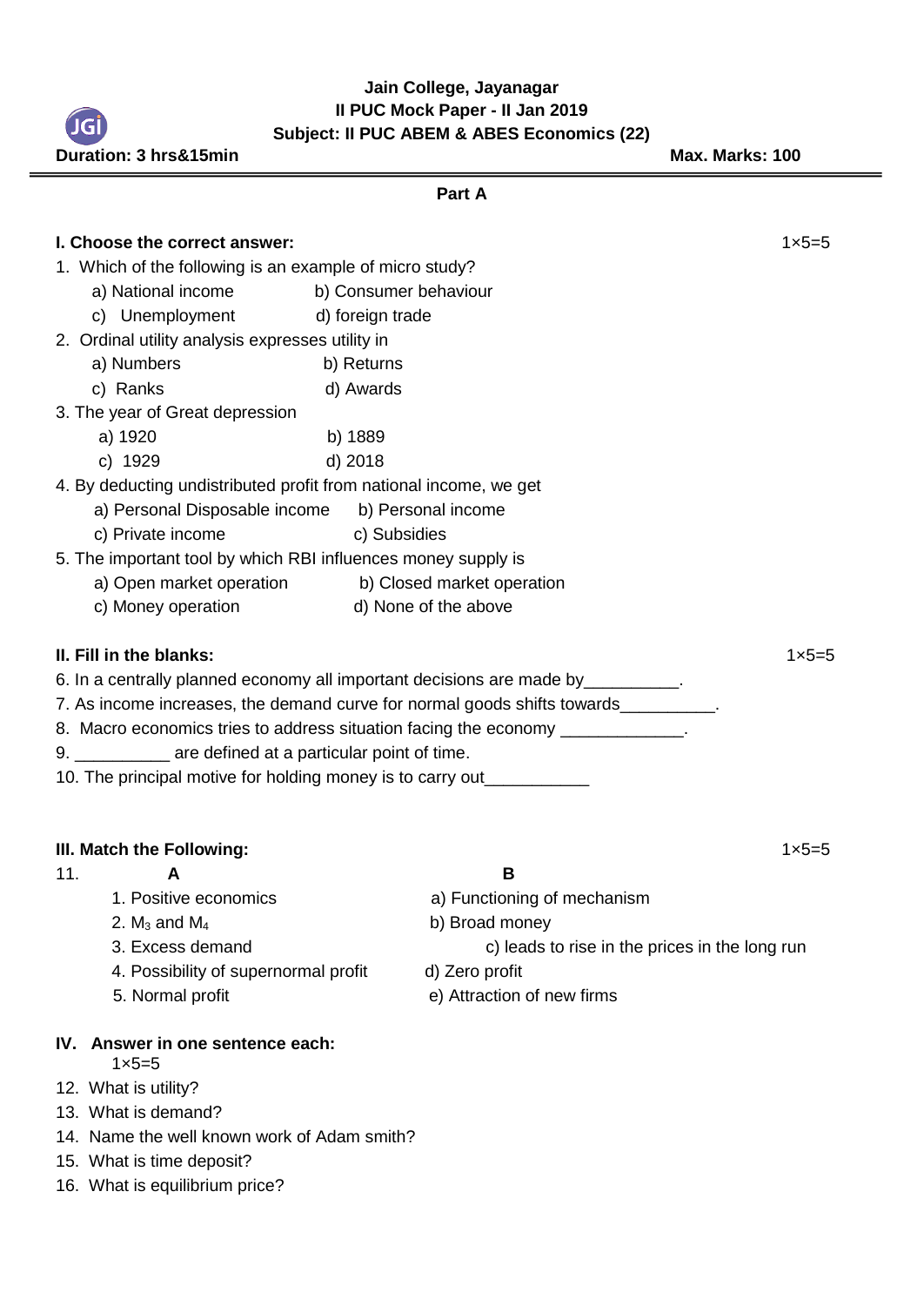**Jain College, Jayanagar**
**II PUC Mock Paper - II Jan 2019**
**Subject: II PUC ABEM & ABES Economics (22)**

**Duration: 3 hrs&15min** **Max. Marks: 100**

## Part A

### I. Choose the correct answer: 1×5=5

1. Which of the following is an example of micro study?
   - a) National income
   - b) Consumer behaviour
   - c) Unemployment
   - d) foreign trade
2. Ordinal utility analysis expresses utility in
   - a) Numbers
   - b) Returns
   - c) Ranks
   - d) Awards
3. The year of Great depression
   - a) 1920
   - b) 1889
   - c) 1929
   - d) 2018
4. By deducting undistributed profit from national income, we get
   - a) Personal Disposable income
   - b) Personal income
   - c) Private income
   - d) Subsidies
5. The important tool by which RBI influences money supply is
   - a) Open market operation
   - b) Closed market operation
   - c) Money operation
   - d) None of the above

### II. Fill in the blanks: 1×5=5

6. In a centrally planned economy all important decisions are made by__________.
7. As income increases, the demand curve for normal goods shifts towards__________.
8. Macro economics tries to address situation facing the economy _____________.
9. __________ are defined at a particular point of time.
10. The principal motive for holding money is to carry out___________

### III. Match the Following: 1×5=5

11.

| A | B |
|---|---|
| 1. Positive economics | a) Functioning of mechanism |
| 2. $M_3$ and $M_4$ | b) Broad money |
| 3. Excess demand | c) leads to rise in the prices in the long run |
| 4. Possibility of supernormal profit | d) Zero profit |
| 5. Normal profit | e) Attraction of new firms |

### IV. Answer in one sentence each: 1×5=5

12. What is utility?
13. What is demand?
14. Name the well known work of Adam smith?
15. What is time deposit?
16. What is equilibrium price?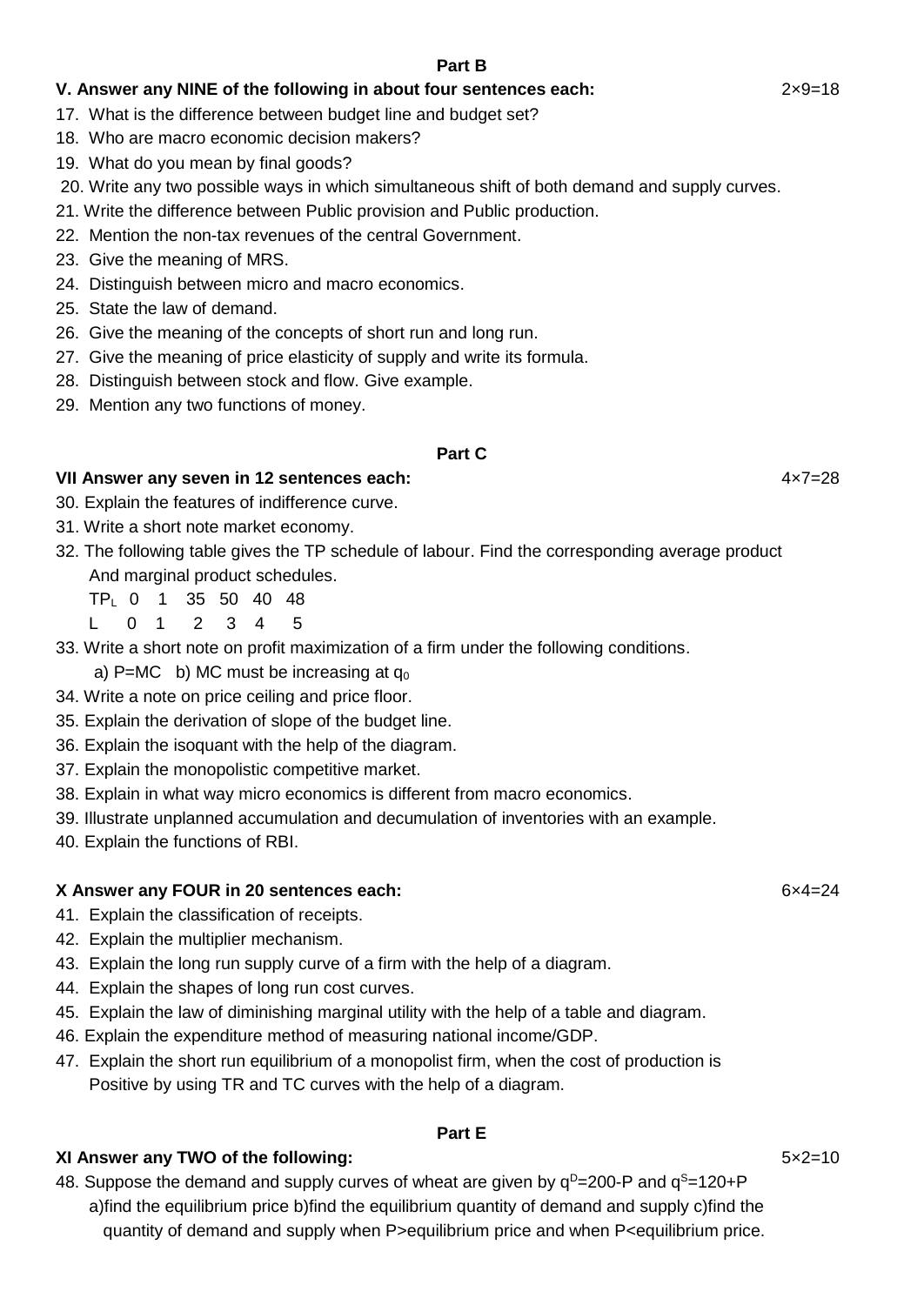## Part B

**V. Answer any NINE of the following in about four sentences each:** 2×9=18

17. What is the difference between budget line and budget set?
18. Who are macro economic decision makers?
19. What do you mean by final goods?
20. Write any two possible ways in which simultaneous shift of both demand and supply curves.
21. Write the difference between Public provision and Public production.
22. Mention the non-tax revenues of the central Government.
23. Give the meaning of MRS.
24. Distinguish between micro and macro economics.
25. State the law of demand.
26. Give the meaning of the concepts of short run and long run.
27. Give the meaning of price elasticity of supply and write its formula.
28. Distinguish between stock and flow. Give example.
29. Mention any two functions of money.

## Part C

**VII Answer any seven in 12 sentences each:** 4×7=28

30. Explain the features of indifference curve.
31. Write a short note market economy.
32. The following table gives the TP schedule of labour. Find the corresponding average product And marginal product schedules.

| $TP_L$ | 0 | 1 | 35 | 50 | 40 | 48 |
|---|---|---|---|---|---|---|
| L | 0 | 1 | 2 | 3 | 4 | 5 |

33. Write a short note on profit maximization of a firm under the following conditions.
    a) P=MC b) MC must be increasing at $q_0$
34. Write a note on price ceiling and price floor.
35. Explain the derivation of slope of the budget line.
36. Explain the isoquant with the help of the diagram.
37. Explain the monopolistic competitive market.
38. Explain in what way micro economics is different from macro economics.
39. Illustrate unplanned accumulation and decumulation of inventories with an example.
40. Explain the functions of RBI.

**X Answer any FOUR in 20 sentences each:** 6×4=24

41. Explain the classification of receipts.
42. Explain the multiplier mechanism.
43. Explain the long run supply curve of a firm with the help of a diagram.
44. Explain the shapes of long run cost curves.
45. Explain the law of diminishing marginal utility with the help of a table and diagram.
46. Explain the expenditure method of measuring national income/GDP.
47. Explain the short run equilibrium of a monopolist firm, when the cost of production is Positive by using TR and TC curves with the help of a diagram.

## Part E

**XI Answer any TWO of the following:** 5×2=10

48. Suppose the demand and supply curves of wheat are given by $q^D=200-P$ and $q^S=120+P$
    a)find the equilibrium price b)find the equilibrium quantity of demand and supply c)find the quantity of demand and supply when P>equilibrium price and when P<equilibrium price.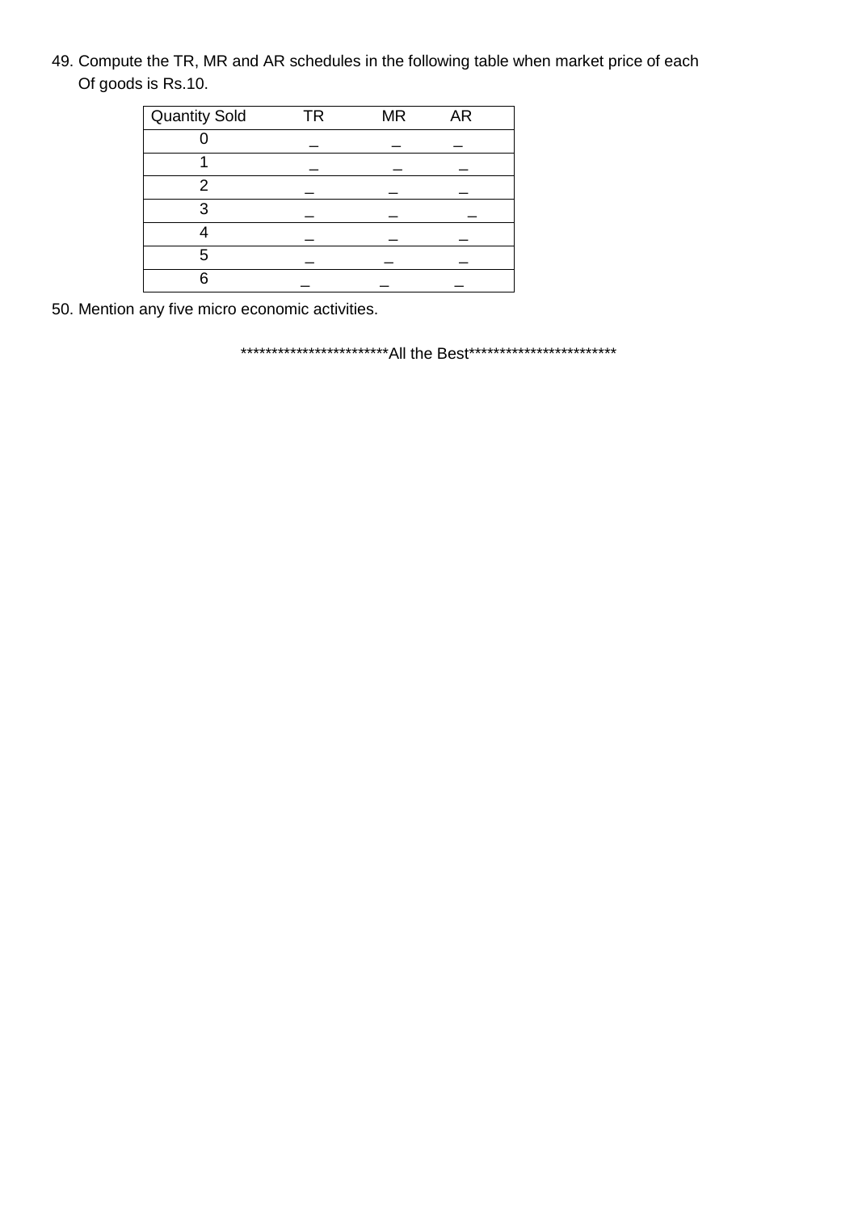49. Compute the TR, MR and AR schedules in the following table when market price of each Of goods is Rs.10.

| Quantity Sold | TR | MR | AR |
|---|---|---|---|
| 0 | _ | _ | _ |
| 1 | _ | _ | _ |
| 2 | _ | _ | _ |
| 3 | _ | _ | _ |
| 4 | _ | _ | _ |
| 5 | _ | _ | _ |
| 6 | _ | _ | _ |

50. Mention any five micro economic activities.

************************All the Best************************